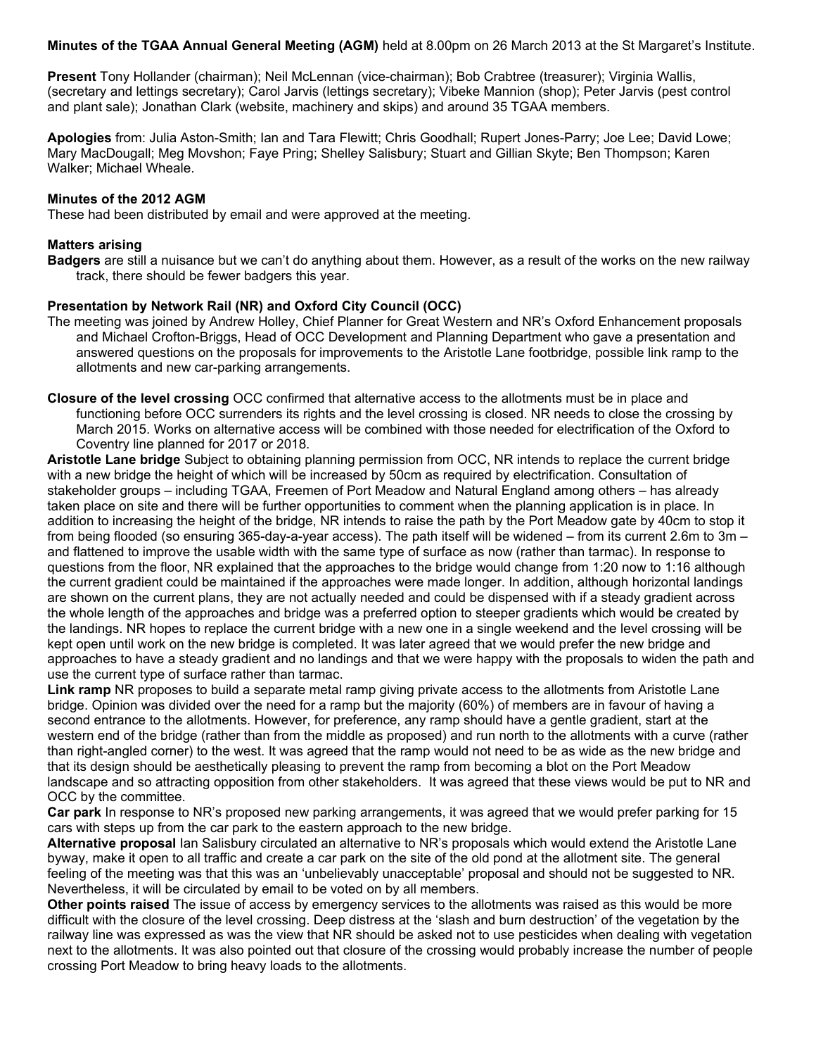**Minutes of the TGAA Annual General Meeting (AGM)** held at 8.00pm on 26 March 2013 at the St Margaret's Institute.

**Present** Tony Hollander (chairman); Neil McLennan (vice-chairman); Bob Crabtree (treasurer); Virginia Wallis, (secretary and lettings secretary); Carol Jarvis (lettings secretary); Vibeke Mannion (shop); Peter Jarvis (pest control and plant sale); Jonathan Clark (website, machinery and skips) and around 35 TGAA members.

**Apologies** from: Julia Aston-Smith; Ian and Tara Flewitt; Chris Goodhall; Rupert Jones-Parry; Joe Lee; David Lowe; Mary MacDougall; Meg Movshon; Faye Pring; Shelley Salisbury; Stuart and Gillian Skyte; Ben Thompson; Karen Walker; Michael Wheale.

**Minutes of the 2012 AGM**
These had been distributed by email and were approved at the meeting.

**Matters arising**

**Badgers** are still a nuisance but we can't do anything about them. However, as a result of the works on the new railway track, there should be fewer badgers this year.

**Presentation by Network Rail (NR) and Oxford City Council (OCC)**

The meeting was joined by Andrew Holley, Chief Planner for Great Western and NR's Oxford Enhancement proposals and Michael Crofton-Briggs, Head of OCC Development and Planning Department who gave a presentation and answered questions on the proposals for improvements to the Aristotle Lane footbridge, possible link ramp to the allotments and new car-parking arrangements.

**Closure of the level crossing** OCC confirmed that alternative access to the allotments must be in place and functioning before OCC surrenders its rights and the level crossing is closed. NR needs to close the crossing by March 2015. Works on alternative access will be combined with those needed for electrification of the Oxford to Coventry line planned for 2017 or 2018.

**Aristotle Lane bridge** Subject to obtaining planning permission from OCC, NR intends to replace the current bridge with a new bridge the height of which will be increased by 50cm as required by electrification. Consultation of stakeholder groups – including TGAA, Freemen of Port Meadow and Natural England among others – has already taken place on site and there will be further opportunities to comment when the planning application is in place. In addition to increasing the height of the bridge, NR intends to raise the path by the Port Meadow gate by 40cm to stop it from being flooded (so ensuring 365-day-a-year access). The path itself will be widened – from its current 2.6m to 3m – and flattened to improve the usable width with the same type of surface as now (rather than tarmac). In response to questions from the floor, NR explained that the approaches to the bridge would change from 1:20 now to 1:16 although the current gradient could be maintained if the approaches were made longer. In addition, although horizontal landings are shown on the current plans, they are not actually needed and could be dispensed with if a steady gradient across the whole length of the approaches and bridge was a preferred option to steeper gradients which would be created by the landings. NR hopes to replace the current bridge with a new one in a single weekend and the level crossing will be kept open until work on the new bridge is completed. It was later agreed that we would prefer the new bridge and approaches to have a steady gradient and no landings and that we were happy with the proposals to widen the path and use the current type of surface rather than tarmac.

**Link ramp** NR proposes to build a separate metal ramp giving private access to the allotments from Aristotle Lane bridge. Opinion was divided over the need for a ramp but the majority (60%) of members are in favour of having a second entrance to the allotments. However, for preference, any ramp should have a gentle gradient, start at the western end of the bridge (rather than from the middle as proposed) and run north to the allotments with a curve (rather than right-angled corner) to the west. It was agreed that the ramp would not need to be as wide as the new bridge and that its design should be aesthetically pleasing to prevent the ramp from becoming a blot on the Port Meadow landscape and so attracting opposition from other stakeholders. It was agreed that these views would be put to NR and OCC by the committee.

**Car park** In response to NR's proposed new parking arrangements, it was agreed that we would prefer parking for 15 cars with steps up from the car park to the eastern approach to the new bridge.

**Alternative proposal** Ian Salisbury circulated an alternative to NR's proposals which would extend the Aristotle Lane byway, make it open to all traffic and create a car park on the site of the old pond at the allotment site. The general feeling of the meeting was that this was an 'unbelievably unacceptable' proposal and should not be suggested to NR. Nevertheless, it will be circulated by email to be voted on by all members.

**Other points raised** The issue of access by emergency services to the allotments was raised as this would be more difficult with the closure of the level crossing. Deep distress at the 'slash and burn destruction' of the vegetation by the railway line was expressed as was the view that NR should be asked not to use pesticides when dealing with vegetation next to the allotments. It was also pointed out that closure of the crossing would probably increase the number of people crossing Port Meadow to bring heavy loads to the allotments.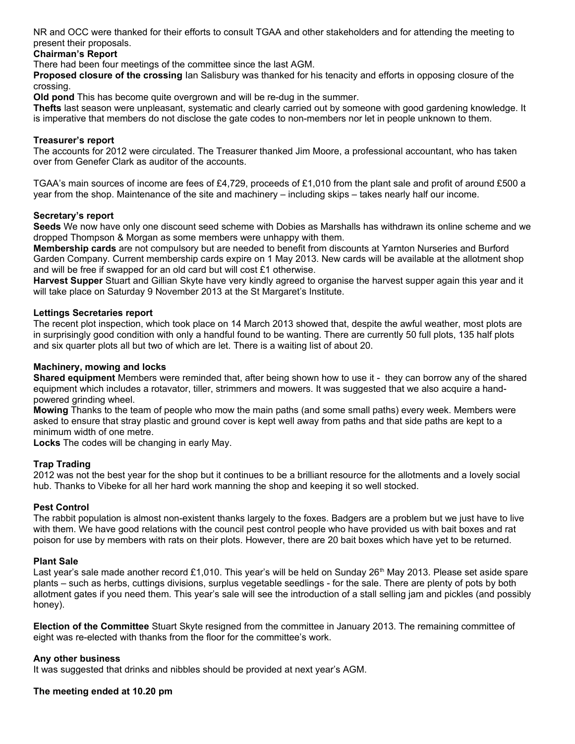NR and OCC were thanked for their efforts to consult TGAA and other stakeholders and for attending the meeting to present their proposals.

**Chairman's Report**

There had been four meetings of the committee since the last AGM.

**Proposed closure of the crossing** Ian Salisbury was thanked for his tenacity and efforts in opposing closure of the crossing.

**Old pond** This has become quite overgrown and will be re-dug in the summer.

**Thefts** last season were unpleasant, systematic and clearly carried out by someone with good gardening knowledge. It is imperative that members do not disclose the gate codes to non-members nor let in people unknown to them.

**Treasurer's report**

The accounts for 2012 were circulated. The Treasurer thanked Jim Moore, a professional accountant, who has taken over from Genefer Clark as auditor of the accounts.

TGAA's main sources of income are fees of £4,729, proceeds of £1,010 from the plant sale and profit of around £500 a year from the shop. Maintenance of the site and machinery – including skips – takes nearly half our income.

**Secretary's report**

**Seeds** We now have only one discount seed scheme with Dobies as Marshalls has withdrawn its online scheme and we dropped Thompson & Morgan as some members were unhappy with them.

**Membership cards** are not compulsory but are needed to benefit from discounts at Yarnton Nurseries and Burford Garden Company. Current membership cards expire on 1 May 2013. New cards will be available at the allotment shop and will be free if swapped for an old card but will cost £1 otherwise.

**Harvest Supper** Stuart and Gillian Skyte have very kindly agreed to organise the harvest supper again this year and it will take place on Saturday 9 November 2013 at the St Margaret's Institute.

**Lettings Secretaries report**

The recent plot inspection, which took place on 14 March 2013 showed that, despite the awful weather, most plots are in surprisingly good condition with only a handful found to be wanting. There are currently 50 full plots, 135 half plots and six quarter plots all but two of which are let. There is a waiting list of about 20.

**Machinery, mowing and locks**

**Shared equipment** Members were reminded that, after being shown how to use it - they can borrow any of the shared equipment which includes a rotavator, tiller, strimmers and mowers. It was suggested that we also acquire a hand-powered grinding wheel.

**Mowing** Thanks to the team of people who mow the main paths (and some small paths) every week. Members were asked to ensure that stray plastic and ground cover is kept well away from paths and that side paths are kept to a minimum width of one metre.

**Locks** The codes will be changing in early May.

**Trap Trading**

2012 was not the best year for the shop but it continues to be a brilliant resource for the allotments and a lovely social hub. Thanks to Vibeke for all her hard work manning the shop and keeping it so well stocked.

**Pest Control**

The rabbit population is almost non-existent thanks largely to the foxes. Badgers are a problem but we just have to live with them. We have good relations with the council pest control people who have provided us with bait boxes and rat poison for use by members with rats on their plots. However, there are 20 bait boxes which have yet to be returned.

**Plant Sale**

Last year's sale made another record £1,010. This year's will be held on Sunday 26th May 2013. Please set aside spare plants – such as herbs, cuttings divisions, surplus vegetable seedlings - for the sale. There are plenty of pots by both allotment gates if you need them. This year's sale will see the introduction of a stall selling jam and pickles (and possibly honey).

**Election of the Committee** Stuart Skyte resigned from the committee in January 2013. The remaining committee of eight was re-elected with thanks from the floor for the committee's work.

**Any other business**

It was suggested that drinks and nibbles should be provided at next year's AGM.

**The meeting ended at 10.20 pm**